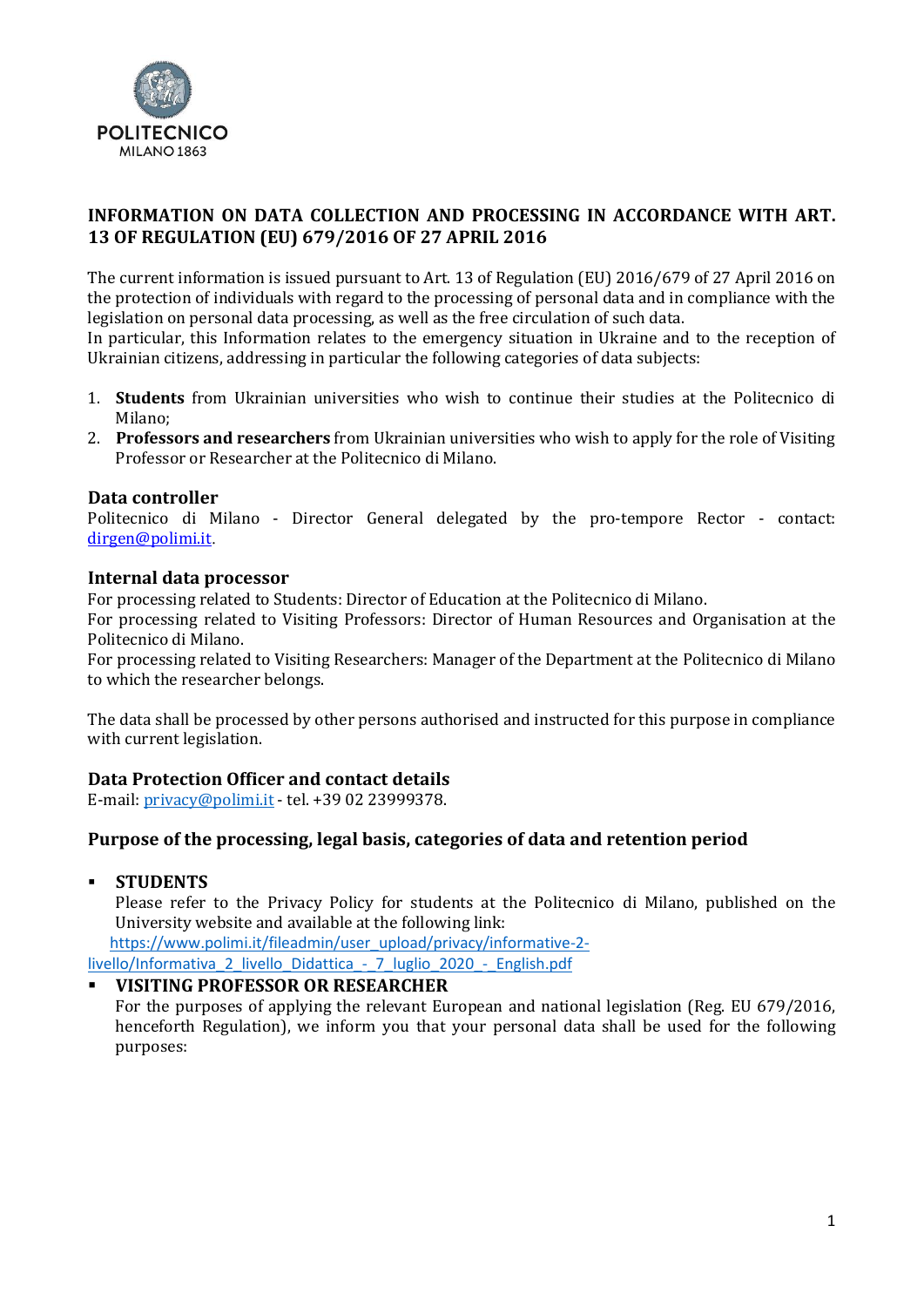POLITECNICO
MILANO 1863

# INFORMATION ON DATA COLLECTION AND PROCESSING IN ACCORDANCE WITH ART. 13 OF REGULATION (EU) 679/2016 OF 27 APRIL 2016

The current information is issued pursuant to Art. 13 of Regulation (EU) 2016/679 of 27 April 2016 on the protection of individuals with regard to the processing of personal data and in compliance with the legislation on personal data processing, as well as the free circulation of such data.
In particular, this Information relates to the emergency situation in Ukraine and to the reception of Ukrainian citizens, addressing in particular the following categories of data subjects:

1. **Students** from Ukrainian universities who wish to continue their studies at the Politecnico di Milano;
2. **Professors and researchers** from Ukrainian universities who wish to apply for the role of Visiting Professor or Researcher at the Politecnico di Milano.

## Data controller

Politecnico di Milano - Director General delegated by the pro-tempore Rector - contact: dirgen@polimi.it.

## Internal data processor

For processing related to Students: Director of Education at the Politecnico di Milano.
For processing related to Visiting Professors: Director of Human Resources and Organisation at the Politecnico di Milano.
For processing related to Visiting Researchers: Manager of the Department at the Politecnico di Milano to which the researcher belongs.

The data shall be processed by other persons authorised and instructed for this purpose in compliance with current legislation.

## Data Protection Officer and contact details

E-mail: privacy@polimi.it - tel. +39 02 23999378.

## Purpose of the processing, legal basis, categories of data and retention period

- **STUDENTS**
  Please refer to the Privacy Policy for students at the Politecnico di Milano, published on the University website and available at the following link:
  https://www.polimi.it/fileadmin/user_upload/privacy/informative-2-livello/Informativa_2_livello_Didattica_-_7_luglio_2020_-_English.pdf
- **VISITING PROFESSOR OR RESEARCHER**
  For the purposes of applying the relevant European and national legislation (Reg. EU 679/2016, henceforth Regulation), we inform you that your personal data shall be used for the following purposes: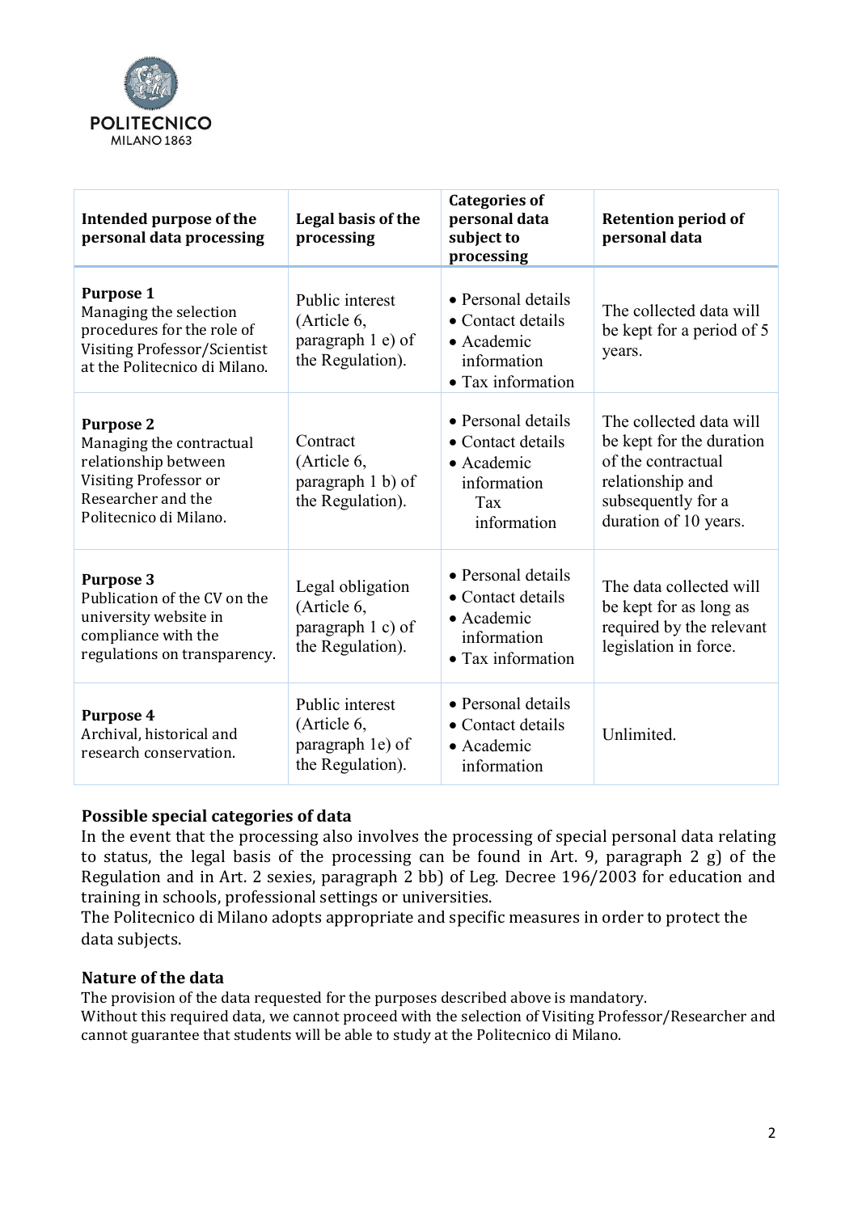| Intended purpose of the personal data processing | Legal basis of the processing | Categories of personal data subject to processing | Retention period of personal data |
|---|---|---|---|
| **Purpose 1**<br>Managing the selection procedures for the role of Visiting Professor/Scientist at the Politecnico di Milano. | Public interest (Article 6, paragraph 1 e) of the Regulation). | • Personal details<br>• Contact details<br>• Academic information<br>• Tax information | The collected data will be kept for a period of 5 years. |
| **Purpose 2**<br>Managing the contractual relationship between Visiting Professor or Researcher and the Politecnico di Milano. | Contract (Article 6, paragraph 1 b) of the Regulation). | • Personal details<br>• Contact details<br>• Academic information<br>Tax information | The collected data will be kept for the duration of the contractual relationship and subsequently for a duration of 10 years. |
| **Purpose 3**<br>Publication of the CV on the university website in compliance with the regulations on transparency. | Legal obligation (Article 6, paragraph 1 c) of the Regulation). | • Personal details<br>• Contact details<br>• Academic information<br>• Tax information | The data collected will be kept for as long as required by the relevant legislation in force. |
| **Purpose 4**<br>Archival, historical and research conservation. | Public interest (Article 6, paragraph 1e) of the Regulation). | • Personal details<br>• Contact details<br>• Academic information | Unlimited. |

### Possible special categories of data

In the event that the processing also involves the processing of special personal data relating to status, the legal basis of the processing can be found in Art. 9, paragraph 2 g) of the Regulation and in Art. 2 sexies, paragraph 2 bb) of Leg. Decree 196/2003 for education and training in schools, professional settings or universities.
The Politecnico di Milano adopts appropriate and specific measures in order to protect the data subjects.

### Nature of the data

The provision of the data requested for the purposes described above is mandatory.
Without this required data, we cannot proceed with the selection of Visiting Professor/Researcher and cannot guarantee that students will be able to study at the Politecnico di Milano.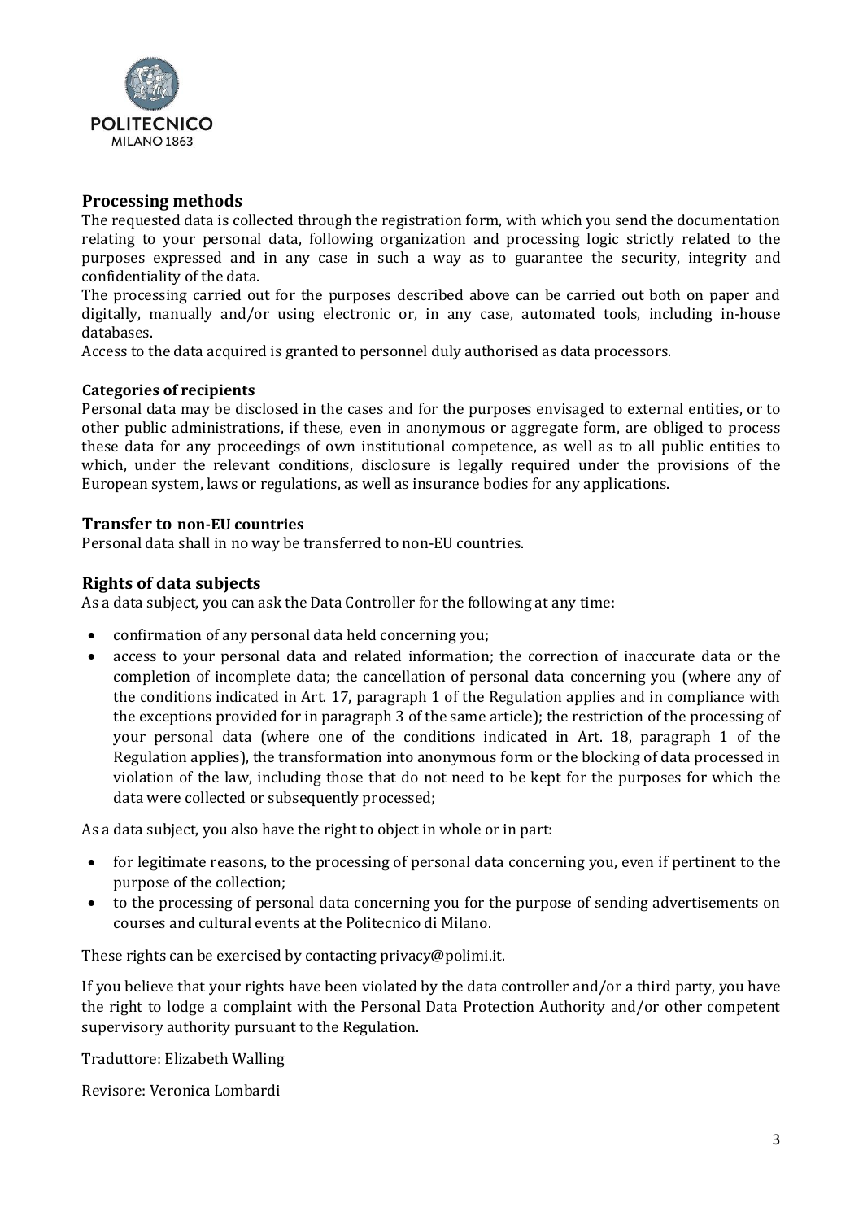## Processing methods

The requested data is collected through the registration form, with which you send the documentation relating to your personal data, following organization and processing logic strictly related to the purposes expressed and in any case in such a way as to guarantee the security, integrity and confidentiality of the data.

The processing carried out for the purposes described above can be carried out both on paper and digitally, manually and/or using electronic or, in any case, automated tools, including in-house databases.

Access to the data acquired is granted to personnel duly authorised as data processors.

### Categories of recipients

Personal data may be disclosed in the cases and for the purposes envisaged to external entities, or to other public administrations, if these, even in anonymous or aggregate form, are obliged to process these data for any proceedings of own institutional competence, as well as to all public entities to which, under the relevant conditions, disclosure is legally required under the provisions of the European system, laws or regulations, as well as insurance bodies for any applications.

## Transfer to non-EU countries

Personal data shall in no way be transferred to non-EU countries.

## Rights of data subjects

As a data subject, you can ask the Data Controller for the following at any time:

- confirmation of any personal data held concerning you;
- access to your personal data and related information; the correction of inaccurate data or the completion of incomplete data; the cancellation of personal data concerning you (where any of the conditions indicated in Art. 17, paragraph 1 of the Regulation applies and in compliance with the exceptions provided for in paragraph 3 of the same article); the restriction of the processing of your personal data (where one of the conditions indicated in Art. 18, paragraph 1 of the Regulation applies), the transformation into anonymous form or the blocking of data processed in violation of the law, including those that do not need to be kept for the purposes for which the data were collected or subsequently processed;

As a data subject, you also have the right to object in whole or in part:

- for legitimate reasons, to the processing of personal data concerning you, even if pertinent to the purpose of the collection;
- to the processing of personal data concerning you for the purpose of sending advertisements on courses and cultural events at the Politecnico di Milano.

These rights can be exercised by contacting privacy@polimi.it.

If you believe that your rights have been violated by the data controller and/or a third party, you have the right to lodge a complaint with the Personal Data Protection Authority and/or other competent supervisory authority pursuant to the Regulation.

Traduttore: Elizabeth Walling

Revisore: Veronica Lombardi